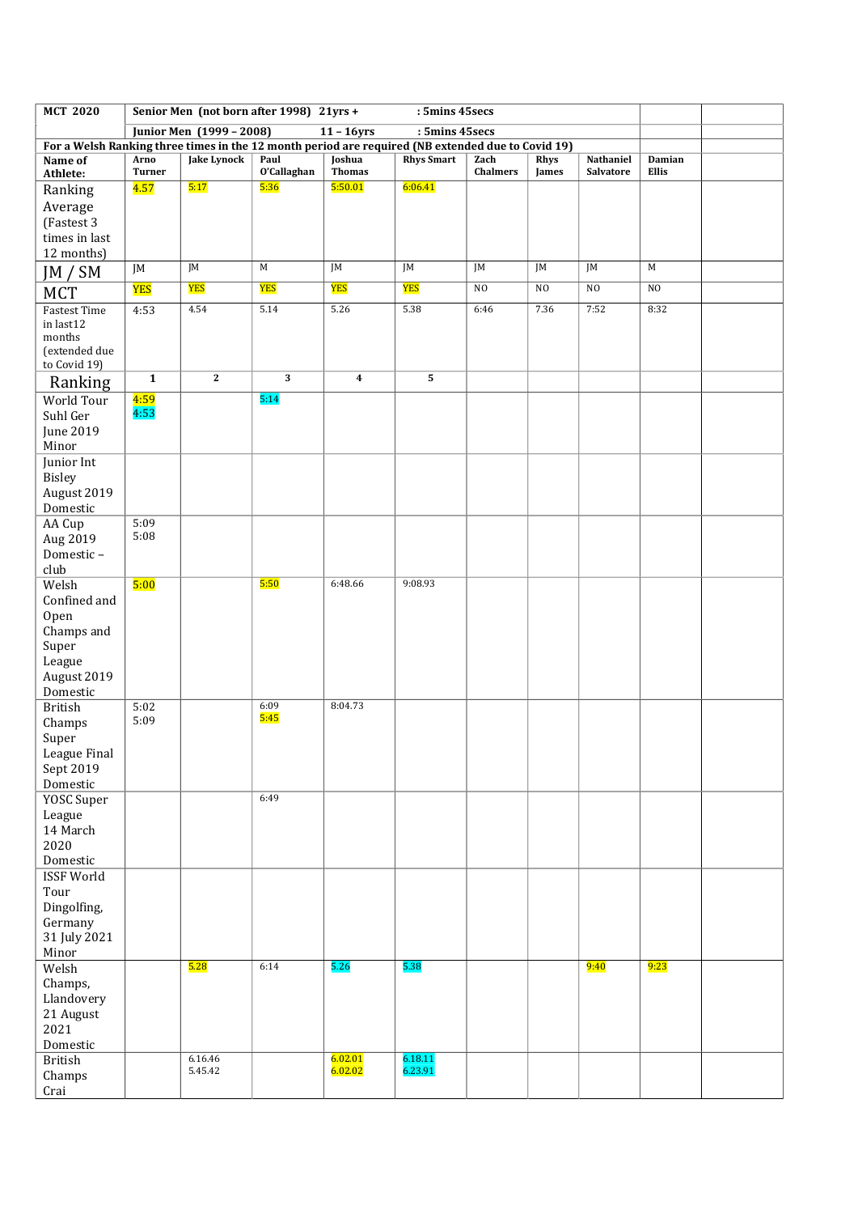| MCT 2020 | Senior Men (not born after 1998) 21yrs + : 5mins 45secs | | | | | | | | | |
|---|---|---|---|---|---|---|---|---|---|---|
| | Junior Men (1999 – 2008) 11 – 16yrs : 5mins 45secs | | | | | | | | | |
| For a Welsh Ranking three times in the 12 month period are required (NB extended due to Covid 19) | | | | | | | | | | |
| **Name of Athlete:** | **Arno Turner** | **Jake Lynock** | **Paul O'Callaghan** | **Joshua Thomas** | **Rhys Smart** | **Zach Chalmers** | **Rhys James** | **Nathaniel Salvatore** | **Damian Ellis** | |
| Ranking Average (Fastest 3 times in last 12 months) | 4.57 | 5:17 | 5:36 | 5:50.01 | 6:06.41 | | | | | |
| JM / SM | JM | JM | M | JM | JM | JM | JM | JM | M | |
| MCT | YES | YES | YES | YES | YES | NO | NO | NO | NO | |
| Fastest Time in last12 months (extended due to Covid 19) | 4:53 | 4.54 | 5.14 | 5.26 | 5.38 | 6:46 | 7.36 | 7:52 | 8:32 | |
| Ranking | 1 | 2 | 3 | 4 | 5 | | | | | |
| World Tour Suhl Ger June 2019 Minor | 4:59<br>4:53 | | 5:14 | | | | | | | |
| Junior Int Bisley August 2019 Domestic | | | | | | | | | | |
| AA Cup Aug 2019 Domestic – club | 5:09<br>5:08 | | | | | | | | | |
| Welsh Confined and Open Champs and Super League August 2019 Domestic | 5:00 | | 5:50 | 6:48.66 | 9:08.93 | | | | | |
| British Champs Super League Final Sept 2019 Domestic | 5:02<br>5:09 | | 6:09<br>5:45 | 8:04.73 | | | | | | |
| YOSC Super League 14 March 2020 Domestic | | | 6:49 | | | | | | | |
| ISSF World Tour Dingolfing, Germany 31 July 2021 Minor | | | | | | | | | | |
| Welsh Champs, Llandovery 21 August 2021 Domestic | | 5.28 | 6:14 | 5.26 | 5.38 | | | 9:40 | 9:23 | |
| British Champs Crai | | 6.16.46<br>5.45.42 | | 6.02.01<br>6.02.02 | 6.18.11<br>6.23.91 | | | | | |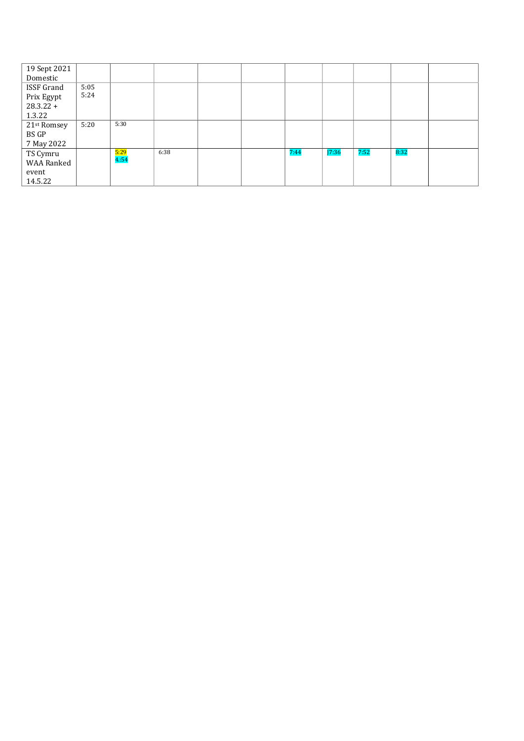| | | | | | | | | | |
|---|---|---|---|---|---|---|---|---|---|
| 19 Sept 2021 Domestic | | | | | | | | | |
| ISSF Grand Prix Egypt 28.3.22 + 1.3.22 | 5:05 5:24 | | | | | | | | |
| 21st Romsey BS GP 7 May 2022 | 5:20 | 5:30 | | | | | | | |
| TS Cymru WAA Ranked event 14.5.22 | | 5:29 4.:54 | 6:38 | | | 7:44 | J7:36 | 7:52 | 8:32 |